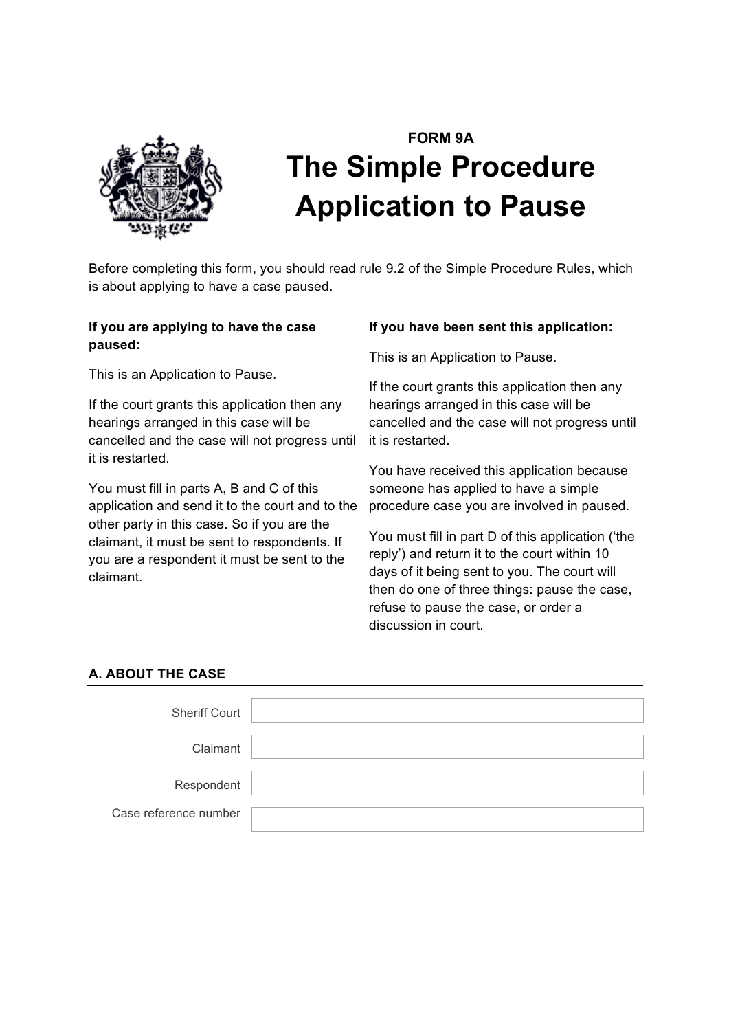**FORM 9A**

# The Simple Procedure Application to Pause

Before completing this form, you should read rule 9.2 of the Simple Procedure Rules, which is about applying to have a case paused.

**If you are applying to have the case paused:**

This is an Application to Pause.

If the court grants this application then any hearings arranged in this case will be cancelled and the case will not progress until it is restarted.

You must fill in parts A, B and C of this application and send it to the court and to the other party in this case. So if you are the claimant, it must be sent to respondents. If you are a respondent it must be sent to the claimant.

**If you have been sent this application:**

This is an Application to Pause.

If the court grants this application then any hearings arranged in this case will be cancelled and the case will not progress until it is restarted.

You have received this application because someone has applied to have a simple procedure case you are involved in paused.

You must fill in part D of this application ('the reply') and return it to the court within 10 days of it being sent to you. The court will then do one of three things: pause the case, refuse to pause the case, or order a discussion in court.

## A. ABOUT THE CASE

| | |
|---|---|
| Sheriff Court | |
| Claimant | |
| Respondent | |
| Case reference number | |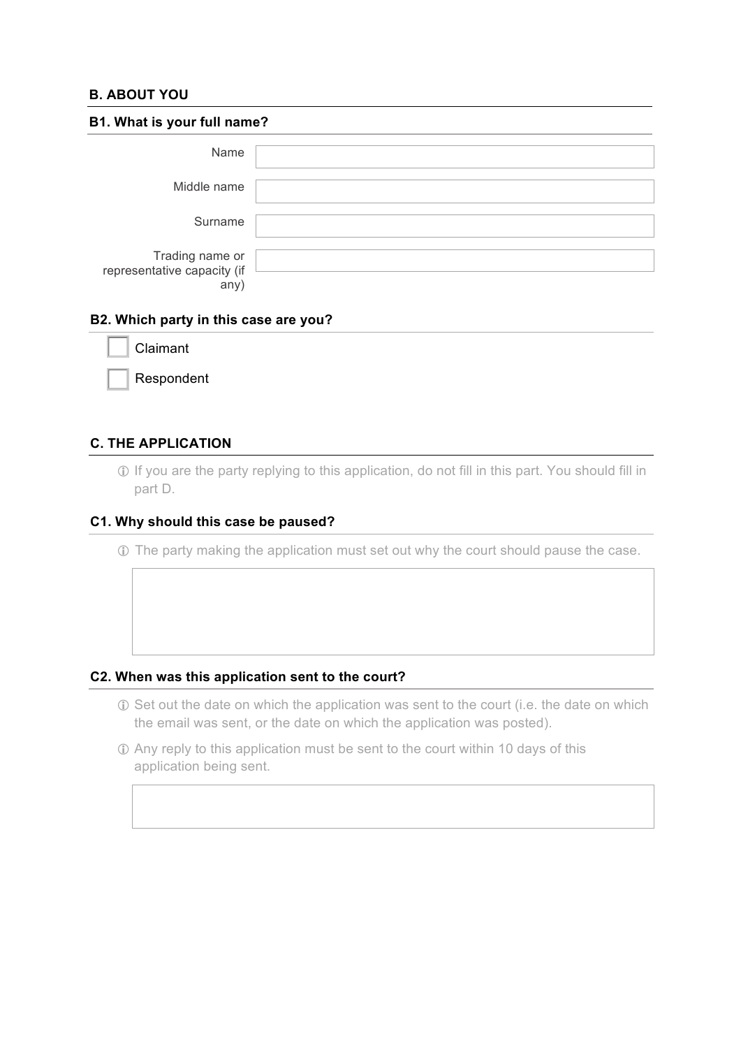## B. ABOUT YOU

### B1. What is your full name?

Name

Middle name

Surname

Trading name or representative capacity (if any)

### B2. Which party in this case are you?

- [ ] Claimant
- [ ] Respondent

## C. THE APPLICATION

ⓘ If you are the party replying to this application, do not fill in this part. You should fill in part D.

### C1. Why should this case be paused?

ⓘ The party making the application must set out why the court should pause the case.

### C2. When was this application sent to the court?

ⓘ Set out the date on which the application was sent to the court (i.e. the date on which the email was sent, or the date on which the application was posted).

ⓘ Any reply to this application must be sent to the court within 10 days of this application being sent.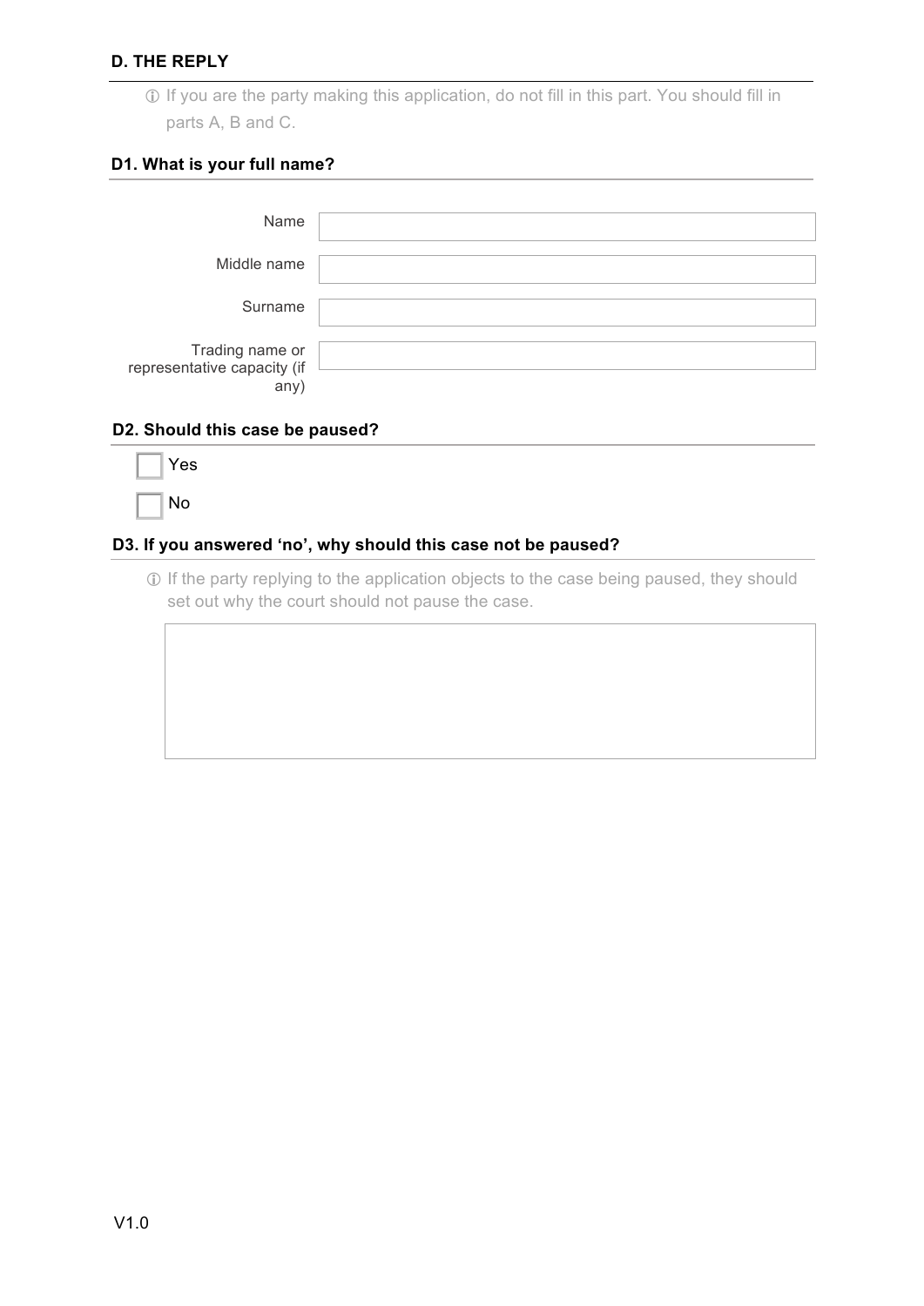## D. THE REPLY

ⓘ If you are the party making this application, do not fill in this part. You should fill in parts A, B and C.

### D1. What is your full name?

| | |
|---|---|
| Name | |
| Middle name | |
| Surname | |
| Trading name or representative capacity (if any) | |

### D2. Should this case be paused?

- [ ] Yes
- [ ] No

### D3. If you answered 'no', why should this case not be paused?

ⓘ If the party replying to the application objects to the case being paused, they should set out why the court should not pause the case.

V1.0